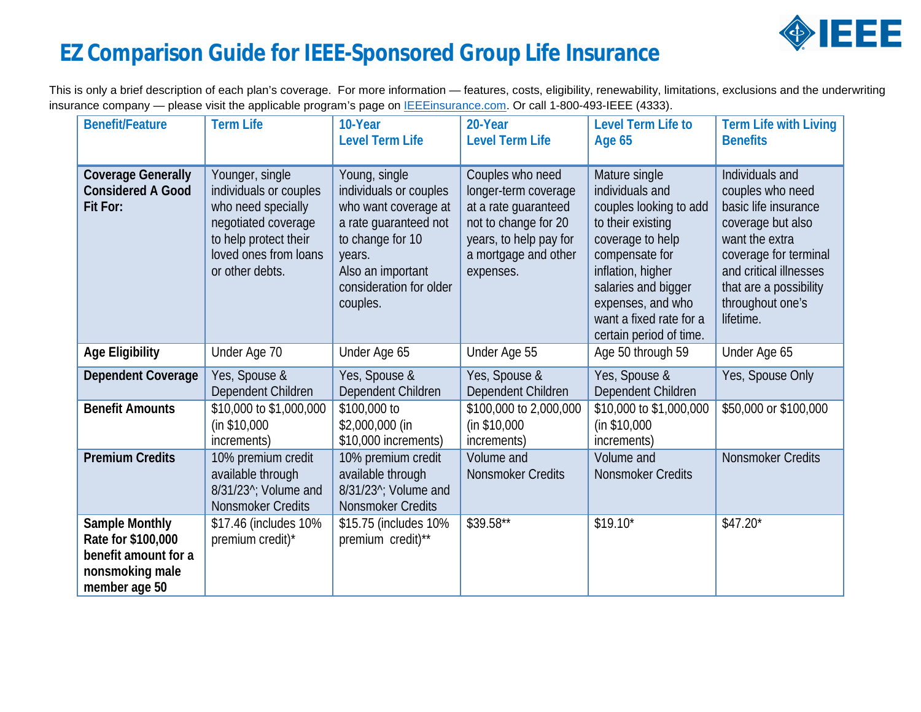# EZ Comparison Guide for IEEE-Sponsored Group Life Insurance

This is only a brief description of each plan's coverage. For more information — features, costs, eligibility, renewability, limitations, exclusions and the underwriting insurance company — please visit the applicable program's page on IEEEinsurance.com. Or call 1-800-493-IEEE (4333).

| Benefit/Feature | Term Life | 10-Year Level Term Life | 20-Year Level Term Life | Level Term Life to Age 65 | Term Life with Living Benefits |
|---|---|---|---|---|---|
| **Coverage Generally Considered A Good Fit For:** | Younger, single individuals or couples who need specially negotiated coverage to help protect their loved ones from loans or other debts. | Young, single individuals or couples who want coverage at a rate guaranteed not to change for 10 years. Also an important consideration for older couples. | Couples who need longer-term coverage at a rate guaranteed not to change for 20 years, to help pay for a mortgage and other expenses. | Mature single individuals and couples looking to add to their existing coverage to help compensate for inflation, higher salaries and bigger expenses, and who want a fixed rate for a certain period of time. | Individuals and couples who need basic life insurance coverage but also want the extra coverage for terminal and critical illnesses that are a possibility throughout one's lifetime. |
| **Age Eligibility** | Under Age 70 | Under Age 65 | Under Age 55 | Age 50 through 59 | Under Age 65 |
| **Dependent Coverage** | Yes, Spouse & Dependent Children | Yes, Spouse & Dependent Children | Yes, Spouse & Dependent Children | Yes, Spouse & Dependent Children | Yes, Spouse Only |
| **Benefit Amounts** | $10,000 to $1,000,000 (in $10,000 increments) | $100,000 to $2,000,000 (in $10,000 increments) | $100,000 to 2,000,000 (in $10,000 increments) | $10,000 to $1,000,000 (in $10,000 increments) | $50,000 or $100,000 |
| **Premium Credits** | 10% premium credit available through 8/31/23^; Volume and Nonsmoker Credits | 10% premium credit available through 8/31/23^; Volume and Nonsmoker Credits | Volume and Nonsmoker Credits | Volume and Nonsmoker Credits | Nonsmoker Credits |
| **Sample Monthly Rate for $100,000 benefit amount for a nonsmoking male member age 50** | $17.46 (includes 10% premium credit)* | $15.75 (includes 10% premium credit)** | $39.58** | $19.10* | $47.20* |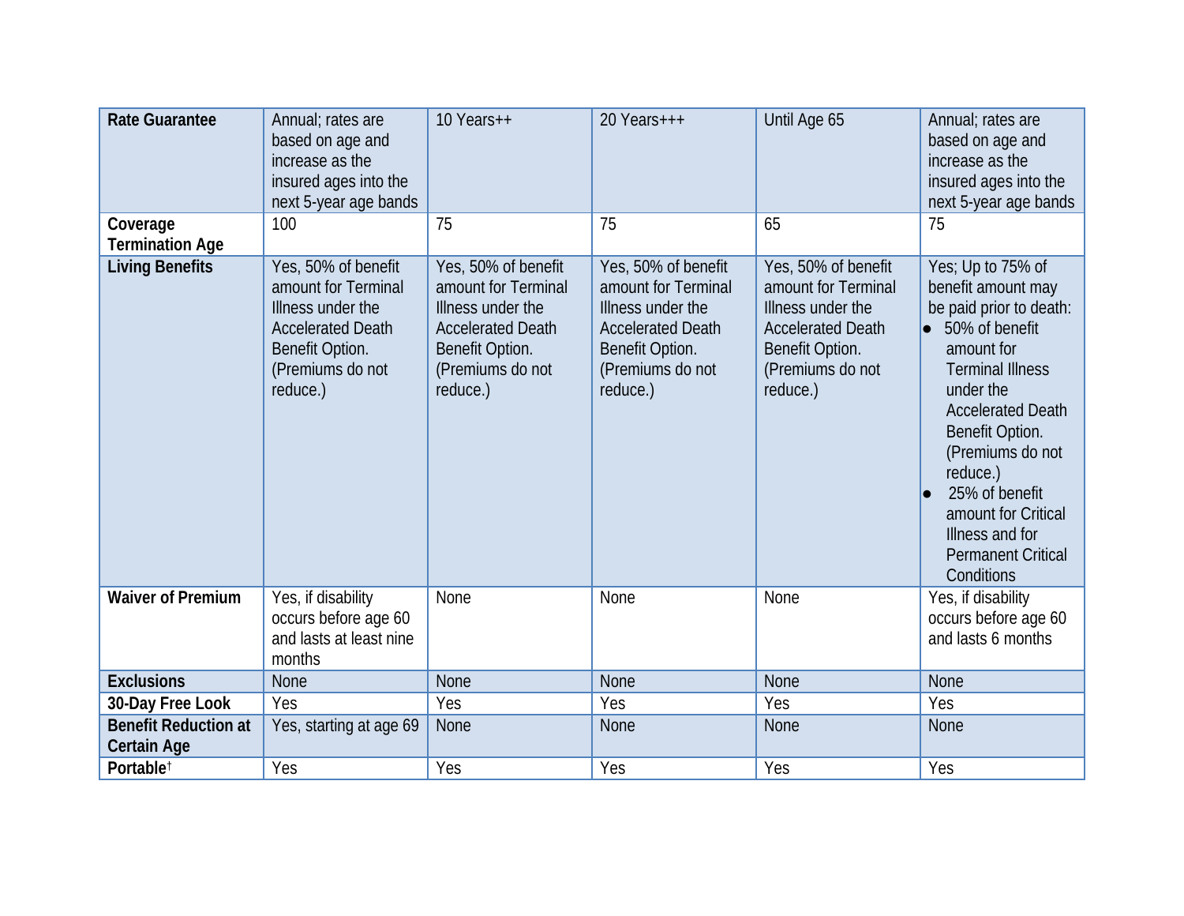| Rate Guarantee | Annual; rates are based on age and increase as the insured ages into the next 5-year age bands | 10 Years++ | 20 Years+++ | Until Age 65 | Annual; rates are based on age and increase as the insured ages into the next 5-year age bands |
|---|---|---|---|---|---|
| **Coverage Termination Age** | 100 | 75 | 75 | 65 | 75 |
| **Living Benefits** | Yes, 50% of benefit amount for Terminal Illness under the Accelerated Death Benefit Option. (Premiums do not reduce.) | Yes, 50% of benefit amount for Terminal Illness under the Accelerated Death Benefit Option. (Premiums do not reduce.) | Yes, 50% of benefit amount for Terminal Illness under the Accelerated Death Benefit Option. (Premiums do not reduce.) | Yes, 50% of benefit amount for Terminal Illness under the Accelerated Death Benefit Option. (Premiums do not reduce.) | Yes; Up to 75% of benefit amount may be paid prior to death: • 50% of benefit amount for Terminal Illness under the Accelerated Death Benefit Option. (Premiums do not reduce.) • 25% of benefit amount for Critical Illness and for Permanent Critical Conditions |
| **Waiver of Premium** | Yes, if disability occurs before age 60 and lasts at least nine months | None | None | None | Yes, if disability occurs before age 60 and lasts 6 months |
| **Exclusions** | None | None | None | None | None |
| **30-Day Free Look** | Yes | Yes | Yes | Yes | Yes |
| **Benefit Reduction at Certain Age** | Yes, starting at age 69 | None | None | None | None |
| **Portable**† | Yes | Yes | Yes | Yes | Yes |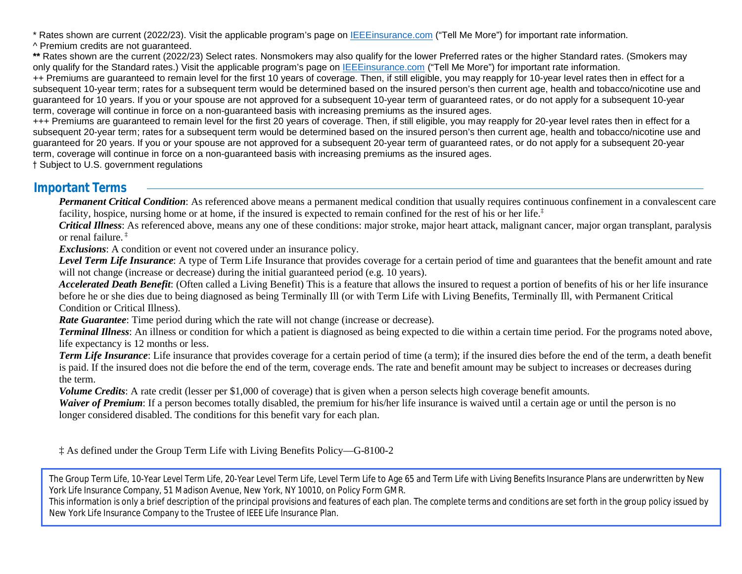* Rates shown are current (2022/23). Visit the applicable program's page on [IEEEinsurance.com](IEEEinsurance.com) ("Tell Me More") for important rate information.
^ Premium credits are not guaranteed.
** Rates shown are the current (2022/23) Select rates. Nonsmokers may also qualify for the lower Preferred rates or the higher Standard rates. (Smokers may only qualify for the Standard rates.) Visit the applicable program's page on [IEEEinsurance.com](IEEEinsurance.com) ("Tell Me More") for important rate information.
++ Premiums are guaranteed to remain level for the first 10 years of coverage. Then, if still eligible, you may reapply for 10-year level rates then in effect for a subsequent 10-year term; rates for a subsequent term would be determined based on the insured person's then current age, health and tobacco/nicotine use and guaranteed for 10 years. If you or your spouse are not approved for a subsequent 10-year term of guaranteed rates, or do not apply for a subsequent 10-year term, coverage will continue in force on a non-guaranteed basis with increasing premiums as the insured ages.
+++ Premiums are guaranteed to remain level for the first 20 years of coverage. Then, if still eligible, you may reapply for 20-year level rates then in effect for a subsequent 20-year term; rates for a subsequent term would be determined based on the insured person's then current age, health and tobacco/nicotine use and guaranteed for 20 years. If you or your spouse are not approved for a subsequent 20-year term of guaranteed rates, or do not apply for a subsequent 20-year term, coverage will continue in force on a non-guaranteed basis with increasing premiums as the insured ages.
† Subject to U.S. government regulations

## Important Terms

***Permanent Critical Condition***: As referenced above means a permanent medical condition that usually requires continuous confinement in a convalescent care facility, hospice, nursing home or at home, if the insured is expected to remain confined for the rest of his or her life.‡

***Critical Illness***: As referenced above, means any one of these conditions: major stroke, major heart attack, malignant cancer, major organ transplant, paralysis or renal failure.‡

***Exclusions***: A condition or event not covered under an insurance policy.

***Level Term Life Insurance***: A type of Term Life Insurance that provides coverage for a certain period of time and guarantees that the benefit amount and rate will not change (increase or decrease) during the initial guaranteed period (e.g. 10 years).

***Accelerated Death Benefit***: (Often called a Living Benefit) This is a feature that allows the insured to request a portion of benefits of his or her life insurance before he or she dies due to being diagnosed as being Terminally Ill (or with Term Life with Living Benefits, Terminally Ill, with Permanent Critical Condition or Critical Illness).

***Rate Guarantee***: Time period during which the rate will not change (increase or decrease).

***Terminal Illness***: An illness or condition for which a patient is diagnosed as being expected to die within a certain time period. For the programs noted above, life expectancy is 12 months or less.

***Term Life Insurance***: Life insurance that provides coverage for a certain period of time (a term); if the insured dies before the end of the term, a death benefit is paid. If the insured does not die before the end of the term, coverage ends. The rate and benefit amount may be subject to increases or decreases during the term.

***Volume Credits***: A rate credit (lesser per $1,000 of coverage) that is given when a person selects high coverage benefit amounts.

***Waiver of Premium***: If a person becomes totally disabled, the premium for his/her life insurance is waived until a certain age or until the person is no longer considered disabled. The conditions for this benefit vary for each plan.

‡ As defined under the Group Term Life with Living Benefits Policy—G-8100-2

The Group Term Life, 10-Year Level Term Life, 20-Year Level Term Life, Level Term Life to Age 65 and Term Life with Living Benefits Insurance Plans are underwritten by New York Life Insurance Company, 51 Madison Avenue, New York, NY 10010, on Policy Form GMR.
This information is only a brief description of the principal provisions and features of each plan. The complete terms and conditions are set forth in the group policy issued by New York Life Insurance Company to the Trustee of IEEE Life Insurance Plan.